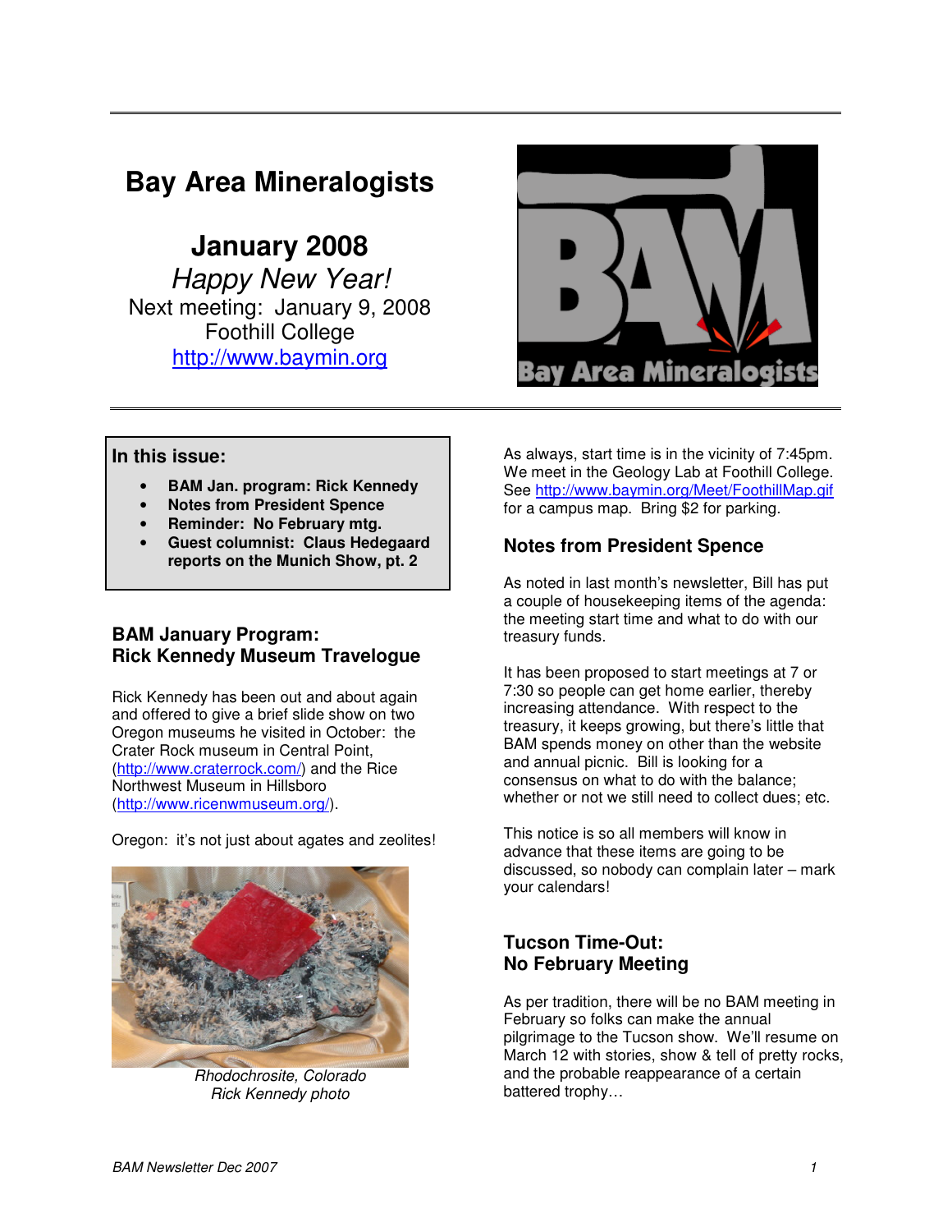# Bay Area Mineralogists

## January 2008

*Happy New Year!*

Next meeting: January 9, 2008
Foothill College
http://www.baymin.org

**In this issue:**

- **BAM Jan. program: Rick Kennedy**
- **Notes from President Spence**
- **Reminder: No February mtg.**
- **Guest columnist: Claus Hedegaard reports on the Munich Show, pt. 2**

## BAM January Program: Rick Kennedy Museum Travelogue

Rick Kennedy has been out and about again and offered to give a brief slide show on two Oregon museums he visited in October: the Crater Rock museum in Central Point, (http://www.craterrock.com/) and the Rice Northwest Museum in Hillsboro (http://www.ricenwmuseum.org/).

Oregon: it's not just about agates and zeolites!

*Rhodochrosite, Colorado*
*Rick Kennedy photo*

As always, start time is in the vicinity of 7:45pm. We meet in the Geology Lab at Foothill College. See http://www.baymin.org/Meet/FoothillMap.gif for a campus map. Bring $2 for parking.

## Notes from President Spence

As noted in last month's newsletter, Bill has put a couple of housekeeping items of the agenda: the meeting start time and what to do with our treasury funds.

It has been proposed to start meetings at 7 or 7:30 so people can get home earlier, thereby increasing attendance. With respect to the treasury, it keeps growing, but there's little that BAM spends money on other than the website and annual picnic. Bill is looking for a consensus on what to do with the balance; whether or not we still need to collect dues; etc.

This notice is so all members will know in advance that these items are going to be discussed, so nobody can complain later – mark your calendars!

## Tucson Time-Out: No February Meeting

As per tradition, there will be no BAM meeting in February so folks can make the annual pilgrimage to the Tucson show. We'll resume on March 12 with stories, show & tell of pretty rocks, and the probable reappearance of a certain battered trophy…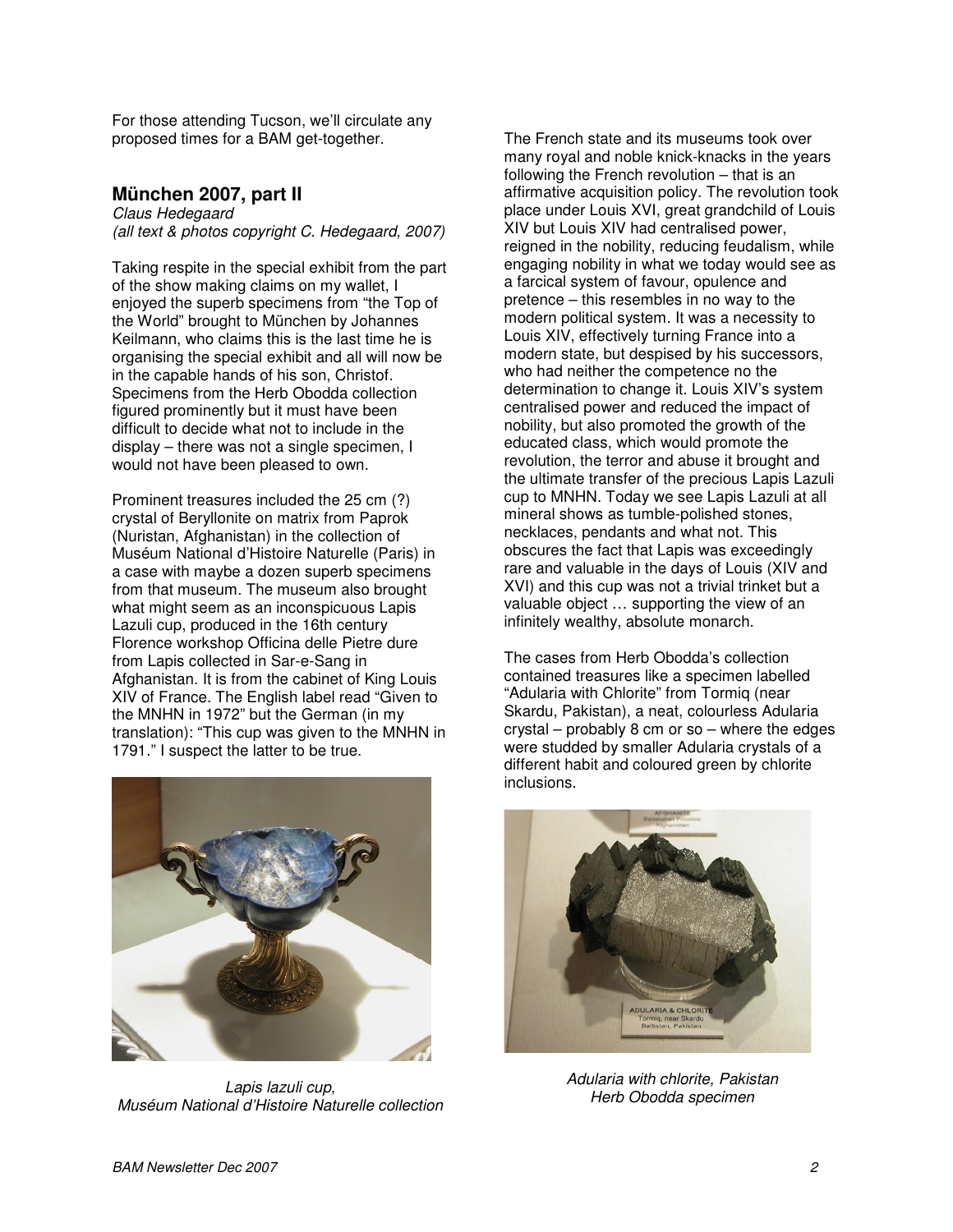For those attending Tucson, we'll circulate any proposed times for a BAM get-together.

## München 2007, part II

*Claus Hedegaard*
*(all text & photos copyright C. Hedegaard, 2007)*

Taking respite in the special exhibit from the part of the show making claims on my wallet, I enjoyed the superb specimens from "the Top of the World" brought to München by Johannes Keilmann, who claims this is the last time he is organising the special exhibit and all will now be in the capable hands of his son, Christof. Specimens from the Herb Obodda collection figured prominently but it must have been difficult to decide what not to include in the display – there was not a single specimen, I would not have been pleased to own.

Prominent treasures included the 25 cm (?) crystal of Beryllonite on matrix from Paprok (Nuristan, Afghanistan) in the collection of Muséum National d'Histoire Naturelle (Paris) in a case with maybe a dozen superb specimens from that museum. The museum also brought what might seem as an inconspicuous Lapis Lazuli cup, produced in the 16th century Florence workshop Officina delle Pietre dure from Lapis collected in Sar-e-Sang in Afghanistan. It is from the cabinet of King Louis XIV of France. The English label read "Given to the MNHN in 1972" but the German (in my translation): "This cup was given to the MNHN in 1791." I suspect the latter to be true.

*Lapis lazuli cup,*
*Muséum National d'Histoire Naturelle collection*

The French state and its museums took over many royal and noble knick-knacks in the years following the French revolution – that is an affirmative acquisition policy. The revolution took place under Louis XVI, great grandchild of Louis XIV but Louis XIV had centralised power, reigned in the nobility, reducing feudalism, while engaging nobility in what we today would see as a farcical system of favour, opulence and pretence – this resembles in no way to the modern political system. It was a necessity to Louis XIV, effectively turning France into a modern state, but despised by his successors, who had neither the competence no the determination to change it. Louis XIV's system centralised power and reduced the impact of nobility, but also promoted the growth of the educated class, which would promote the revolution, the terror and abuse it brought and the ultimate transfer of the precious Lapis Lazuli cup to MNHN. Today we see Lapis Lazuli at all mineral shows as tumble-polished stones, necklaces, pendants and what not. This obscures the fact that Lapis was exceedingly rare and valuable in the days of Louis (XIV and XVI) and this cup was not a trivial trinket but a valuable object … supporting the view of an infinitely wealthy, absolute monarch.

The cases from Herb Obodda's collection contained treasures like a specimen labelled "Adularia with Chlorite" from Tormiq (near Skardu, Pakistan), a neat, colourless Adularia crystal – probably 8 cm or so – where the edges were studded by smaller Adularia crystals of a different habit and coloured green by chlorite inclusions.

*Adularia with chlorite, Pakistan*
*Herb Obodda specimen*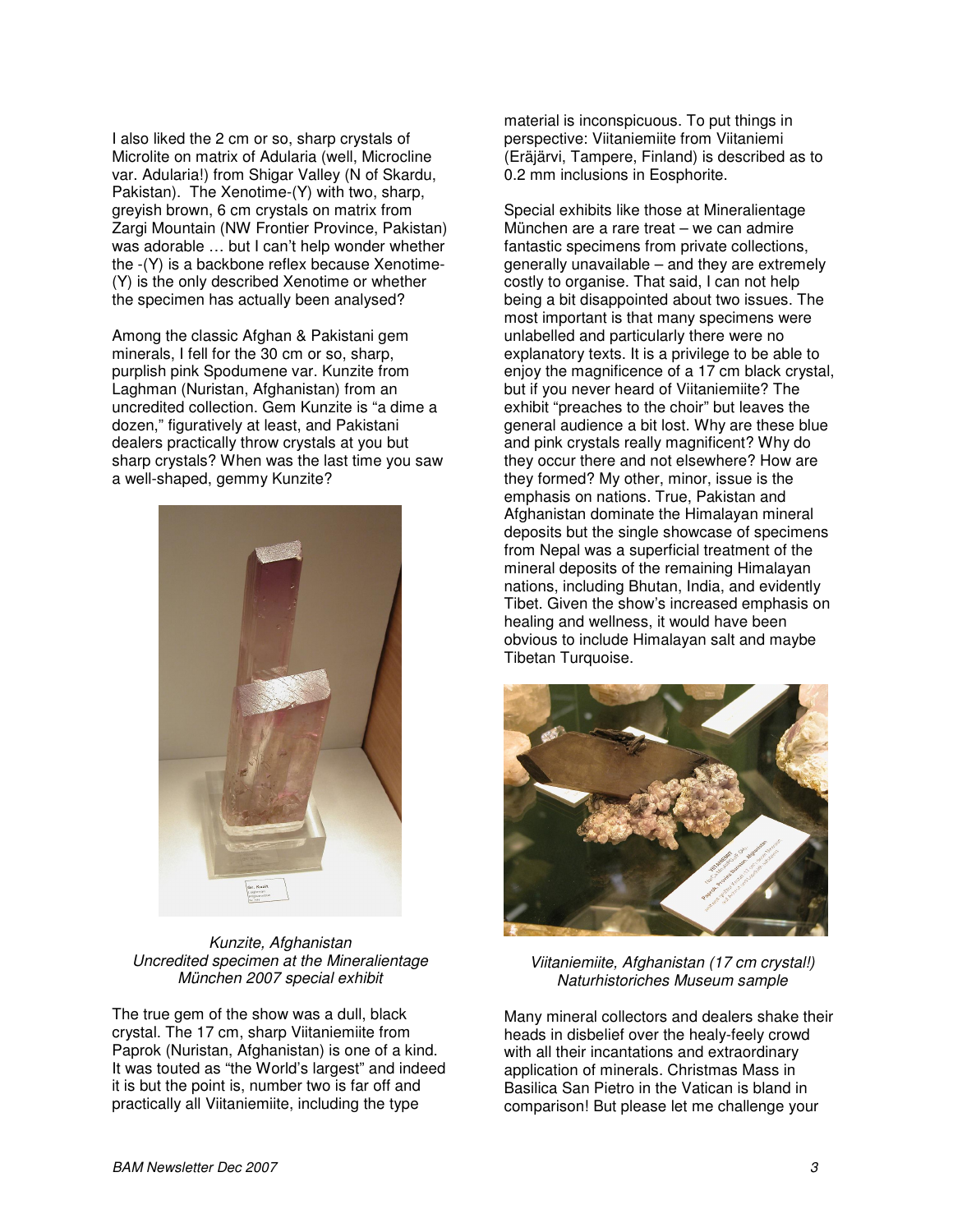I also liked the 2 cm or so, sharp crystals of Microlite on matrix of Adularia (well, Microcline var. Adularia!) from Shigar Valley (N of Skardu, Pakistan). The Xenotime-(Y) with two, sharp, greyish brown, 6 cm crystals on matrix from Zargi Mountain (NW Frontier Province, Pakistan) was adorable … but I can't help wonder whether the -(Y) is a backbone reflex because Xenotime-(Y) is the only described Xenotime or whether the specimen has actually been analysed?

Among the classic Afghan & Pakistani gem minerals, I fell for the 30 cm or so, sharp, purplish pink Spodumene var. Kunzite from Laghman (Nuristan, Afghanistan) from an uncredited collection. Gem Kunzite is "a dime a dozen," figuratively at least, and Pakistani dealers practically throw crystals at you but sharp crystals? When was the last time you saw a well-shaped, gemmy Kunzite?

*Kunzite, Afghanistan*
*Uncredited specimen at the Mineralientage München 2007 special exhibit*

The true gem of the show was a dull, black crystal. The 17 cm, sharp Viitaniemiite from Paprok (Nuristan, Afghanistan) is one of a kind. It was touted as "the World's largest" and indeed it is but the point is, number two is far off and practically all Viitaniemiite, including the type material is inconspicuous. To put things in perspective: Viitaniemiite from Viitaniemi (Eräjärvi, Tampere, Finland) is described as to 0.2 mm inclusions in Eosphorite.

Special exhibits like those at Mineralientage München are a rare treat – we can admire fantastic specimens from private collections, generally unavailable – and they are extremely costly to organise. That said, I can not help being a bit disappointed about two issues. The most important is that many specimens were unlabelled and particularly there were no explanatory texts. It is a privilege to be able to enjoy the magnificence of a 17 cm black crystal, but if you never heard of Viitaniemiite? The exhibit "preaches to the choir" but leaves the general audience a bit lost. Why are these blue and pink crystals really magnificent? Why do they occur there and not elsewhere? How are they formed? My other, minor, issue is the emphasis on nations. True, Pakistan and Afghanistan dominate the Himalayan mineral deposits but the single showcase of specimens from Nepal was a superficial treatment of the mineral deposits of the remaining Himalayan nations, including Bhutan, India, and evidently Tibet. Given the show's increased emphasis on healing and wellness, it would have been obvious to include Himalayan salt and maybe Tibetan Turquoise.

*Viitaniemiite, Afghanistan (17 cm crystal!)*
*Naturhistoriches Museum sample*

Many mineral collectors and dealers shake their heads in disbelief over the healy-feely crowd with all their incantations and extraordinary application of minerals. Christmas Mass in Basilica San Pietro in the Vatican is bland in comparison! But please let me challenge your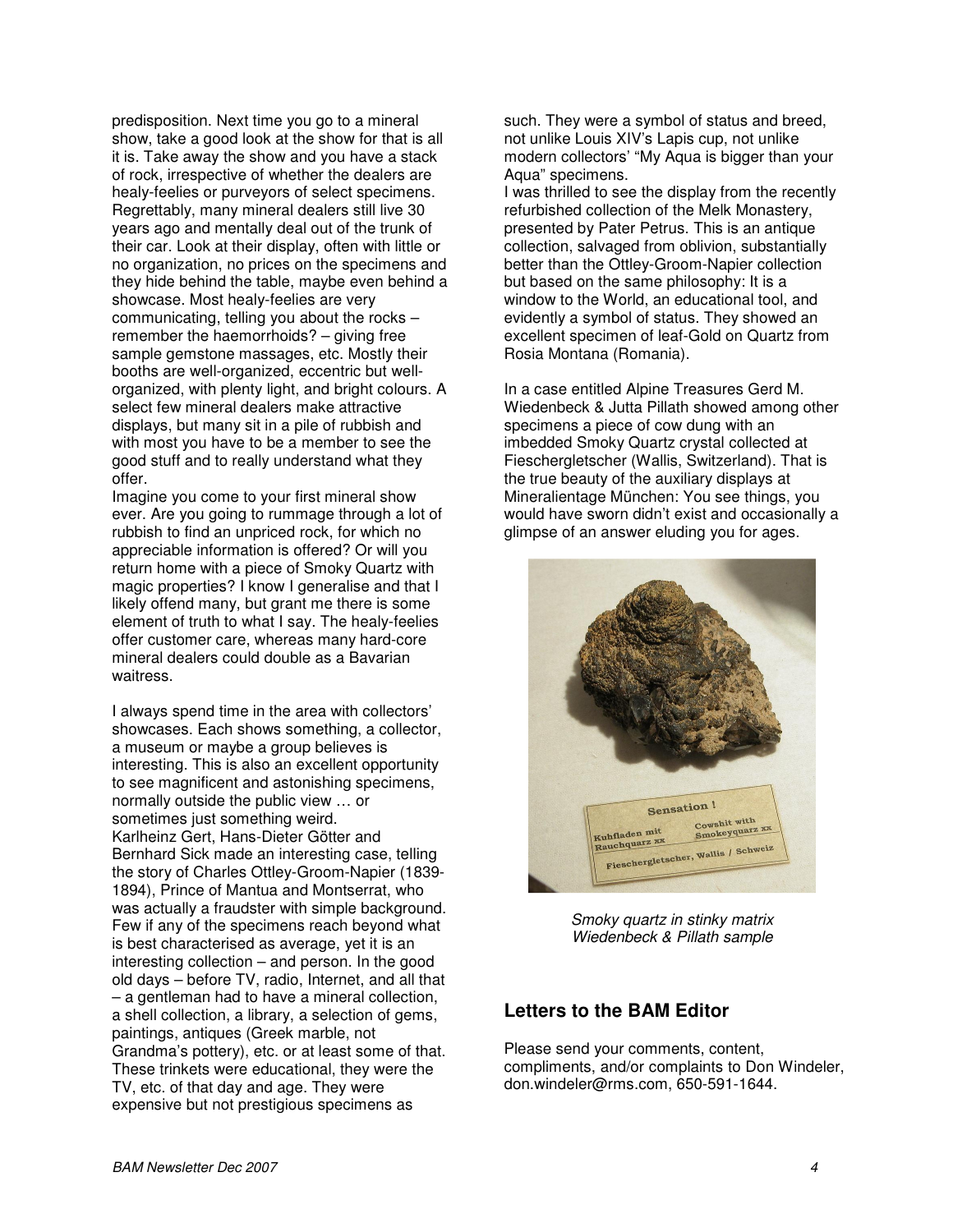predisposition. Next time you go to a mineral show, take a good look at the show for that is all it is. Take away the show and you have a stack of rock, irrespective of whether the dealers are healy-feelies or purveyors of select specimens. Regrettably, many mineral dealers still live 30 years ago and mentally deal out of the trunk of their car. Look at their display, often with little or no organization, no prices on the specimens and they hide behind the table, maybe even behind a showcase. Most healy-feelies are very communicating, telling you about the rocks – remember the haemorrhoids? – giving free sample gemstone massages, etc. Mostly their booths are well-organized, eccentric but well-organized, with plenty light, and bright colours. A select few mineral dealers make attractive displays, but many sit in a pile of rubbish and with most you have to be a member to see the good stuff and to really understand what they offer.

Imagine you come to your first mineral show ever. Are you going to rummage through a lot of rubbish to find an unpriced rock, for which no appreciable information is offered? Or will you return home with a piece of Smoky Quartz with magic properties? I know I generalise and that I likely offend many, but grant me there is some element of truth to what I say. The healy-feelies offer customer care, whereas many hard-core mineral dealers could double as a Bavarian waitress.

I always spend time in the area with collectors' showcases. Each shows something, a collector, a museum or maybe a group believes is interesting. This is also an excellent opportunity to see magnificent and astonishing specimens, normally outside the public view … or sometimes just something weird.

Karlheinz Gert, Hans-Dieter Götter and Bernhard Sick made an interesting case, telling the story of Charles Ottley-Groom-Napier (1839-1894), Prince of Mantua and Montserrat, who was actually a fraudster with simple background. Few if any of the specimens reach beyond what is best characterised as average, yet it is an interesting collection – and person. In the good old days – before TV, radio, Internet, and all that – a gentleman had to have a mineral collection, a shell collection, a library, a selection of gems, paintings, antiques (Greek marble, not Grandma's pottery), etc. or at least some of that. These trinkets were educational, they were the TV, etc. of that day and age. They were expensive but not prestigious specimens as such. They were a symbol of status and breed, not unlike Louis XIV's Lapis cup, not unlike modern collectors' "My Aqua is bigger than your Aqua" specimens.

I was thrilled to see the display from the recently refurbished collection of the Melk Monastery, presented by Pater Petrus. This is an antique collection, salvaged from oblivion, substantially better than the Ottley-Groom-Napier collection but based on the same philosophy: It is a window to the World, an educational tool, and evidently a symbol of status. They showed an excellent specimen of leaf-Gold on Quartz from Rosia Montana (Romania).

In a case entitled Alpine Treasures Gerd M. Wiedenbeck & Jutta Pillath showed among other specimens a piece of cow dung with an imbedded Smoky Quartz crystal collected at Fieschergletscher (Wallis, Switzerland). That is the true beauty of the auxiliary displays at Mineralientage München: You see things, you would have sworn didn't exist and occasionally a glimpse of an answer eluding you for ages.

*Smoky quartz in stinky matrix*
*Wiedenbeck & Pillath sample*

## Letters to the BAM Editor

Please send your comments, content, compliments, and/or complaints to Don Windeler, don.windeler@rms.com, 650-591-1644.